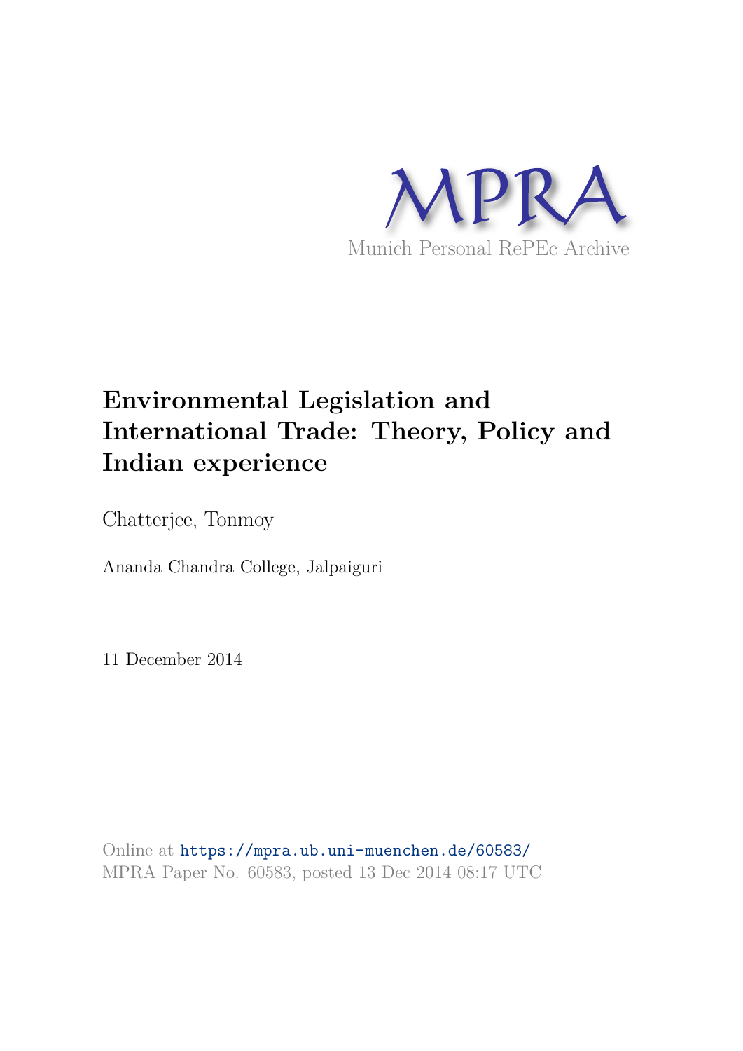MPRA

Munich Personal RePEc Archive

# Environmental Legislation and International Trade: Theory, Policy and Indian experience

Chatterjee, Tonmoy

Ananda Chandra College, Jalpaiguri

11 December 2014

Online at https://mpra.ub.uni-muenchen.de/60583/
MPRA Paper No. 60583, posted 13 Dec 2014 08:17 UTC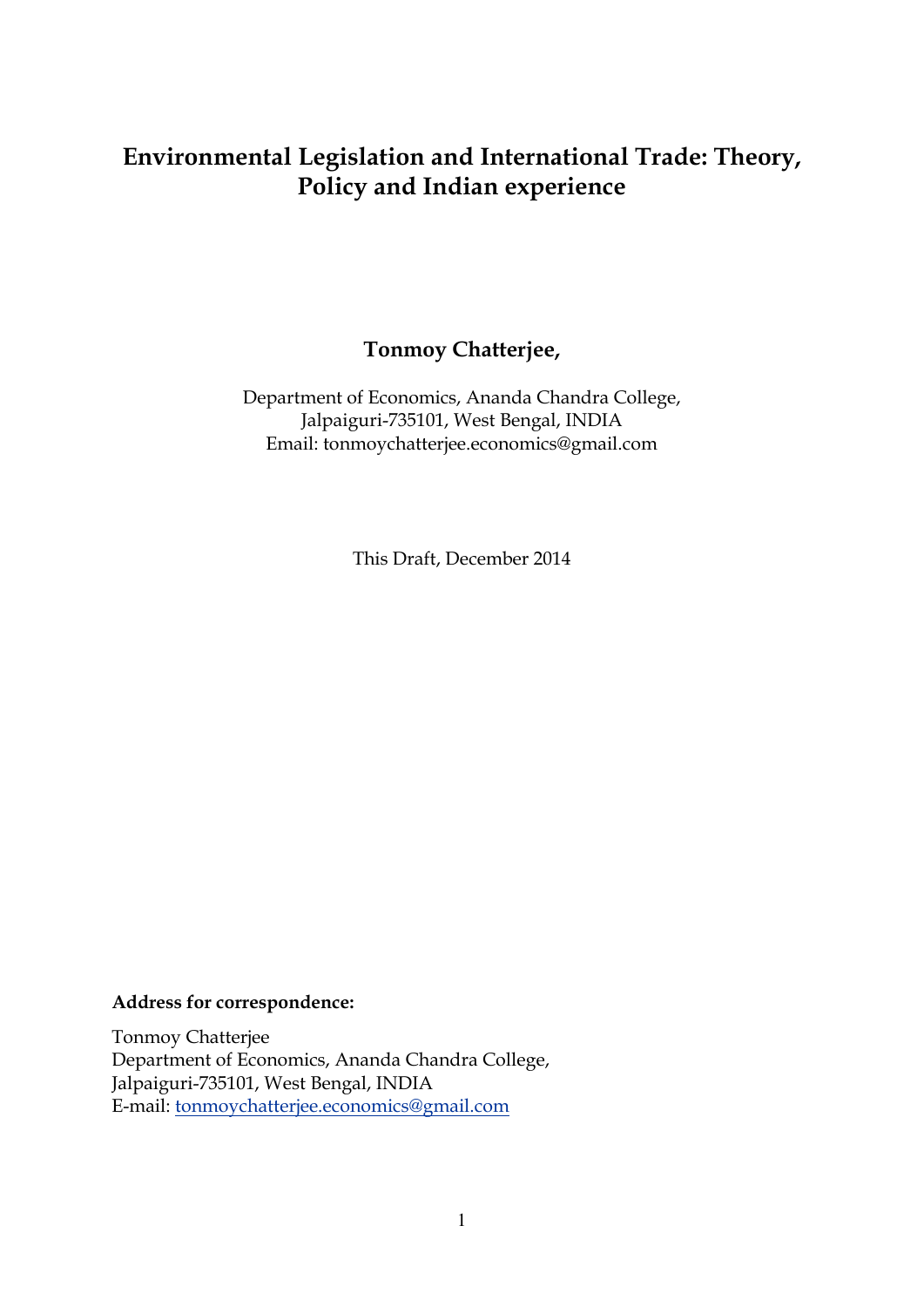# Environmental Legislation and International Trade: Theory, Policy and Indian experience

**Tonmoy Chatterjee,**

Department of Economics, Ananda Chandra College,
Jalpaiguri-735101, West Bengal, INDIA
Email: tonmoychatterjee.economics@gmail.com

This Draft, December 2014

**Address for correspondence:**

Tonmoy Chatterjee
Department of Economics, Ananda Chandra College,
Jalpaiguri-735101, West Bengal, INDIA
E-mail: tonmoychatterjee.economics@gmail.com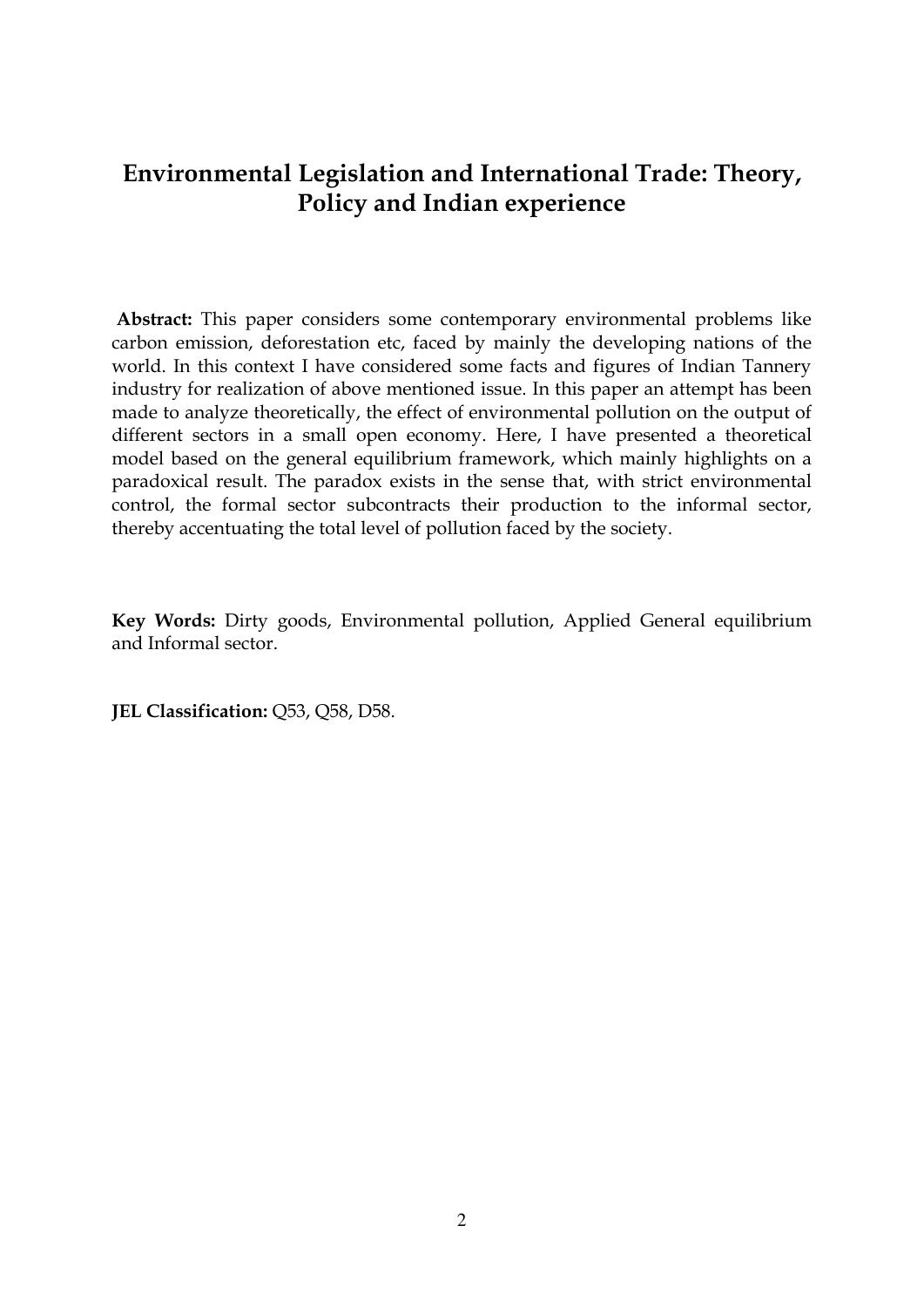# Environmental Legislation and International Trade: Theory, Policy and Indian experience

**Abstract:** This paper considers some contemporary environmental problems like carbon emission, deforestation etc, faced by mainly the developing nations of the world. In this context I have considered some facts and figures of Indian Tannery industry for realization of above mentioned issue. In this paper an attempt has been made to analyze theoretically, the effect of environmental pollution on the output of different sectors in a small open economy. Here, I have presented a theoretical model based on the general equilibrium framework, which mainly highlights on a paradoxical result. The paradox exists in the sense that, with strict environmental control, the formal sector subcontracts their production to the informal sector, thereby accentuating the total level of pollution faced by the society.

**Key Words:** Dirty goods, Environmental pollution, Applied General equilibrium and Informal sector.

**JEL Classification:** Q53, Q58, D58.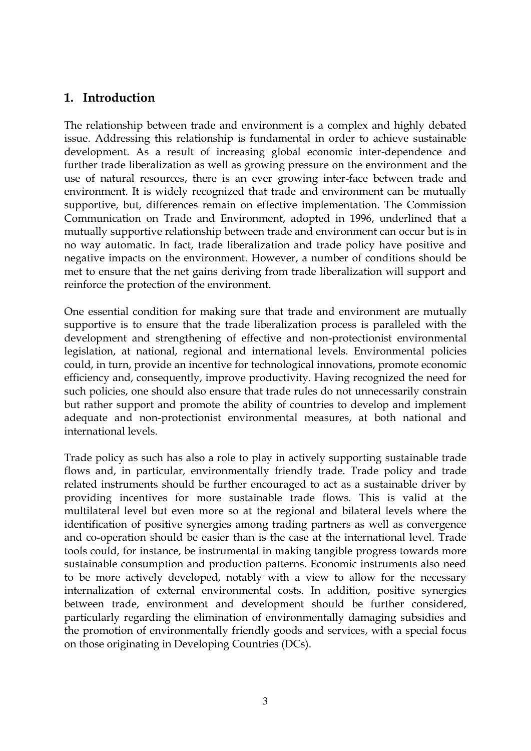## 1. Introduction

The relationship between trade and environment is a complex and highly debated issue. Addressing this relationship is fundamental in order to achieve sustainable development. As a result of increasing global economic inter-dependence and further trade liberalization as well as growing pressure on the environment and the use of natural resources, there is an ever growing inter-face between trade and environment. It is widely recognized that trade and environment can be mutually supportive, but, differences remain on effective implementation. The Commission Communication on Trade and Environment, adopted in 1996, underlined that a mutually supportive relationship between trade and environment can occur but is in no way automatic. In fact, trade liberalization and trade policy have positive and negative impacts on the environment. However, a number of conditions should be met to ensure that the net gains deriving from trade liberalization will support and reinforce the protection of the environment.

One essential condition for making sure that trade and environment are mutually supportive is to ensure that the trade liberalization process is paralleled with the development and strengthening of effective and non-protectionist environmental legislation, at national, regional and international levels. Environmental policies could, in turn, provide an incentive for technological innovations, promote economic efficiency and, consequently, improve productivity. Having recognized the need for such policies, one should also ensure that trade rules do not unnecessarily constrain but rather support and promote the ability of countries to develop and implement adequate and non-protectionist environmental measures, at both national and international levels.

Trade policy as such has also a role to play in actively supporting sustainable trade flows and, in particular, environmentally friendly trade. Trade policy and trade related instruments should be further encouraged to act as a sustainable driver by providing incentives for more sustainable trade flows. This is valid at the multilateral level but even more so at the regional and bilateral levels where the identification of positive synergies among trading partners as well as convergence and co-operation should be easier than is the case at the international level. Trade tools could, for instance, be instrumental in making tangible progress towards more sustainable consumption and production patterns. Economic instruments also need to be more actively developed, notably with a view to allow for the necessary internalization of external environmental costs. In addition, positive synergies between trade, environment and development should be further considered, particularly regarding the elimination of environmentally damaging subsidies and the promotion of environmentally friendly goods and services, with a special focus on those originating in Developing Countries (DCs).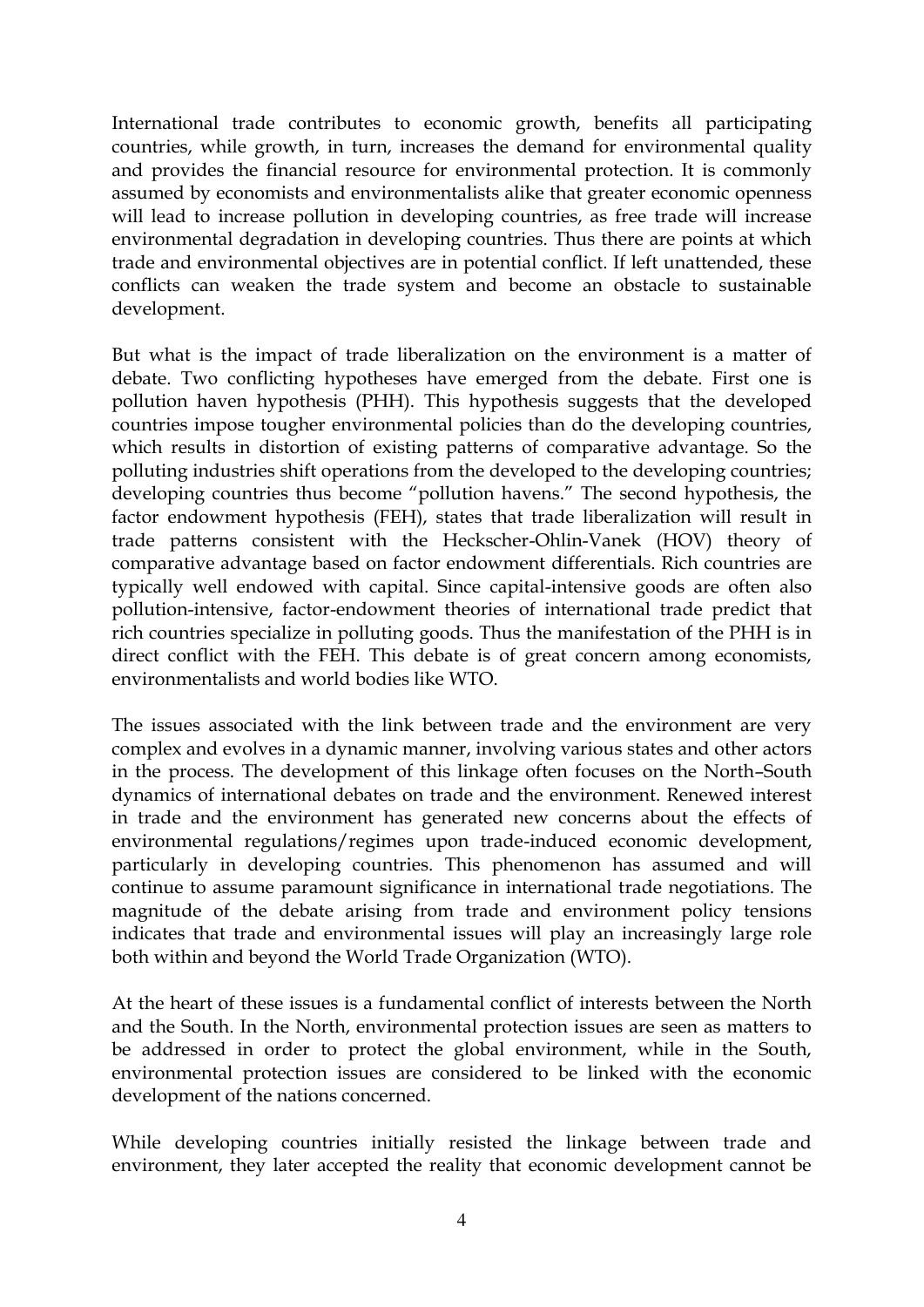International trade contributes to economic growth, benefits all participating countries, while growth, in turn, increases the demand for environmental quality and provides the financial resource for environmental protection. It is commonly assumed by economists and environmentalists alike that greater economic openness will lead to increase pollution in developing countries, as free trade will increase environmental degradation in developing countries. Thus there are points at which trade and environmental objectives are in potential conflict. If left unattended, these conflicts can weaken the trade system and become an obstacle to sustainable development.

But what is the impact of trade liberalization on the environment is a matter of debate. Two conflicting hypotheses have emerged from the debate. First one is pollution haven hypothesis (PHH). This hypothesis suggests that the developed countries impose tougher environmental policies than do the developing countries, which results in distortion of existing patterns of comparative advantage. So the polluting industries shift operations from the developed to the developing countries; developing countries thus become "pollution havens." The second hypothesis, the factor endowment hypothesis (FEH), states that trade liberalization will result in trade patterns consistent with the Heckscher-Ohlin-Vanek (HOV) theory of comparative advantage based on factor endowment differentials. Rich countries are typically well endowed with capital. Since capital-intensive goods are often also pollution-intensive, factor-endowment theories of international trade predict that rich countries specialize in polluting goods. Thus the manifestation of the PHH is in direct conflict with the FEH. This debate is of great concern among economists, environmentalists and world bodies like WTO.

The issues associated with the link between trade and the environment are very complex and evolves in a dynamic manner, involving various states and other actors in the process. The development of this linkage often focuses on the North–South dynamics of international debates on trade and the environment. Renewed interest in trade and the environment has generated new concerns about the effects of environmental regulations/regimes upon trade-induced economic development, particularly in developing countries. This phenomenon has assumed and will continue to assume paramount significance in international trade negotiations. The magnitude of the debate arising from trade and environment policy tensions indicates that trade and environmental issues will play an increasingly large role both within and beyond the World Trade Organization (WTO).

At the heart of these issues is a fundamental conflict of interests between the North and the South. In the North, environmental protection issues are seen as matters to be addressed in order to protect the global environment, while in the South, environmental protection issues are considered to be linked with the economic development of the nations concerned.

While developing countries initially resisted the linkage between trade and environment, they later accepted the reality that economic development cannot be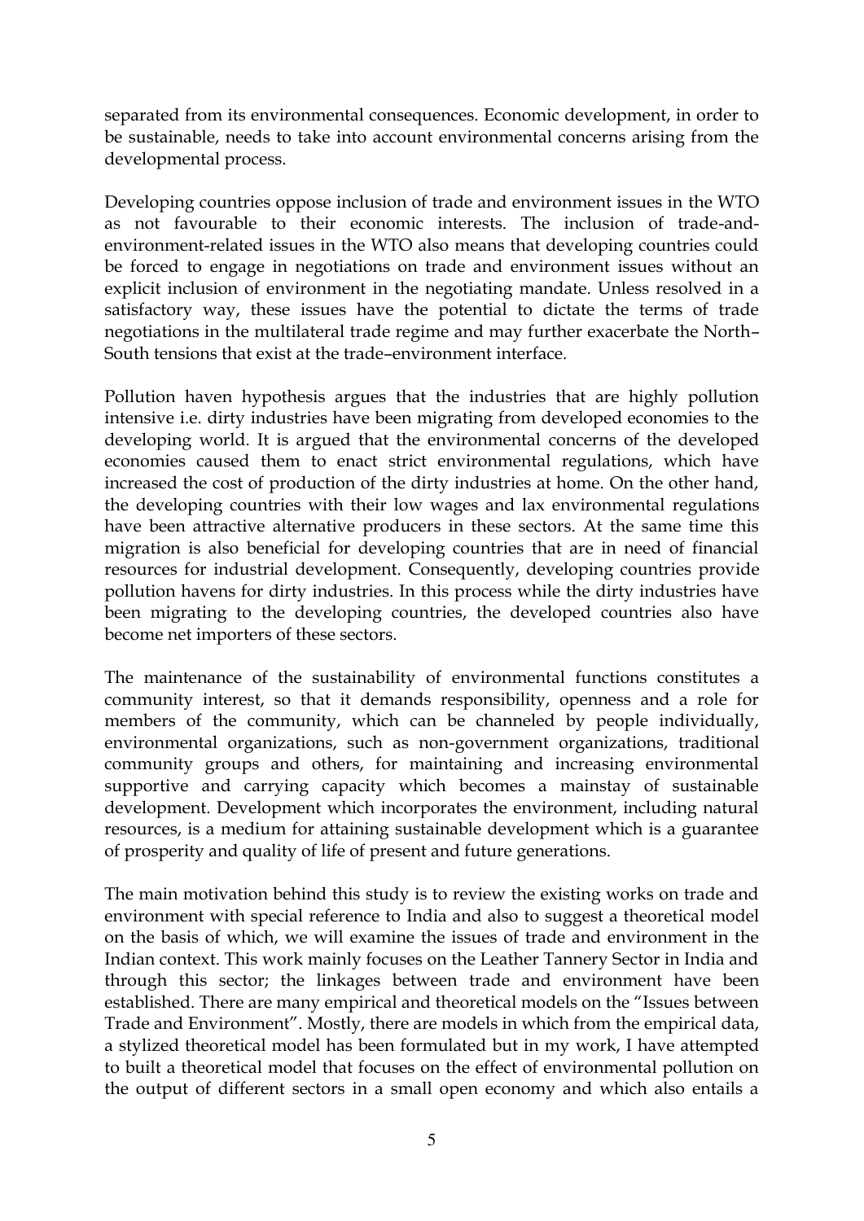separated from its environmental consequences. Economic development, in order to be sustainable, needs to take into account environmental concerns arising from the developmental process.

Developing countries oppose inclusion of trade and environment issues in the WTO as not favourable to their economic interests. The inclusion of trade-and-environment-related issues in the WTO also means that developing countries could be forced to engage in negotiations on trade and environment issues without an explicit inclusion of environment in the negotiating mandate. Unless resolved in a satisfactory way, these issues have the potential to dictate the terms of trade negotiations in the multilateral trade regime and may further exacerbate the North–South tensions that exist at the trade–environment interface.

Pollution haven hypothesis argues that the industries that are highly pollution intensive i.e. dirty industries have been migrating from developed economies to the developing world. It is argued that the environmental concerns of the developed economies caused them to enact strict environmental regulations, which have increased the cost of production of the dirty industries at home. On the other hand, the developing countries with their low wages and lax environmental regulations have been attractive alternative producers in these sectors. At the same time this migration is also beneficial for developing countries that are in need of financial resources for industrial development. Consequently, developing countries provide pollution havens for dirty industries. In this process while the dirty industries have been migrating to the developing countries, the developed countries also have become net importers of these sectors.

The maintenance of the sustainability of environmental functions constitutes a community interest, so that it demands responsibility, openness and a role for members of the community, which can be channeled by people individually, environmental organizations, such as non-government organizations, traditional community groups and others, for maintaining and increasing environmental supportive and carrying capacity which becomes a mainstay of sustainable development. Development which incorporates the environment, including natural resources, is a medium for attaining sustainable development which is a guarantee of prosperity and quality of life of present and future generations.

The main motivation behind this study is to review the existing works on trade and environment with special reference to India and also to suggest a theoretical model on the basis of which, we will examine the issues of trade and environment in the Indian context. This work mainly focuses on the Leather Tannery Sector in India and through this sector; the linkages between trade and environment have been established. There are many empirical and theoretical models on the "Issues between Trade and Environment". Mostly, there are models in which from the empirical data, a stylized theoretical model has been formulated but in my work, I have attempted to built a theoretical model that focuses on the effect of environmental pollution on the output of different sectors in a small open economy and which also entails a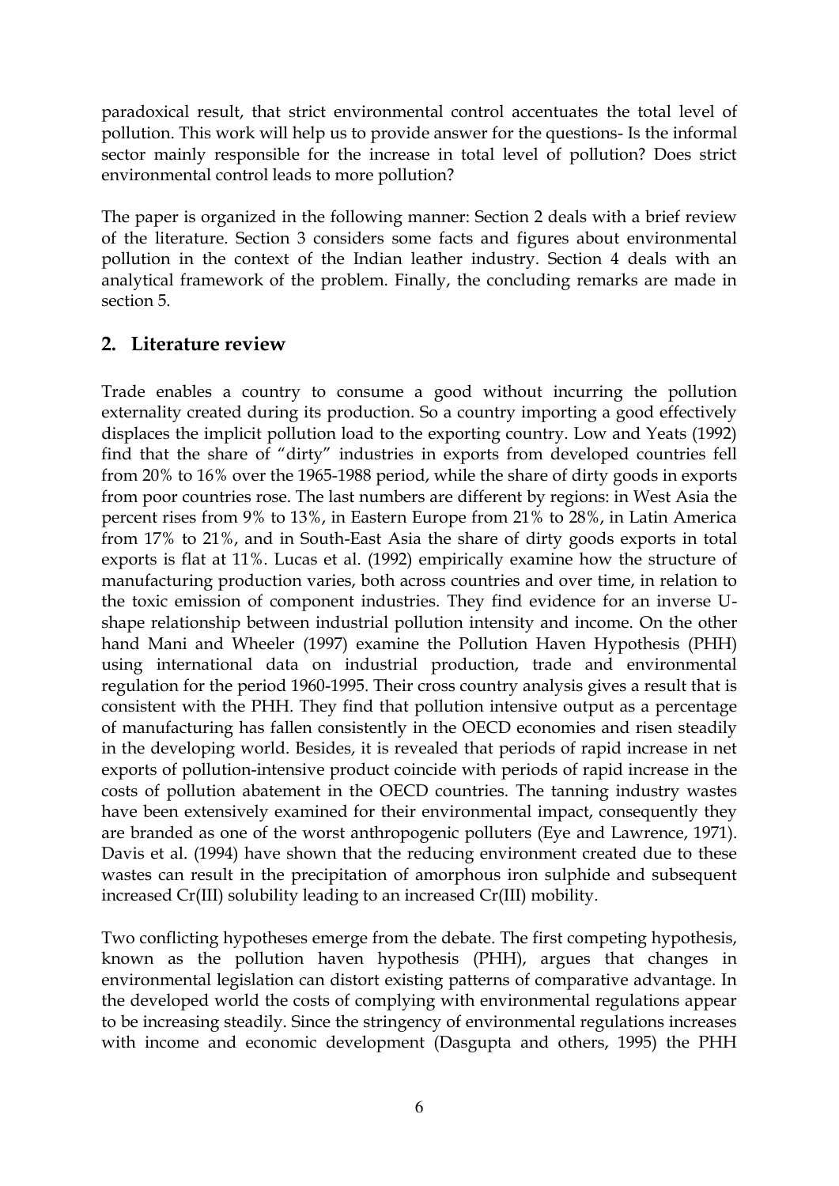paradoxical result, that strict environmental control accentuates the total level of pollution. This work will help us to provide answer for the questions- Is the informal sector mainly responsible for the increase in total level of pollution? Does strict environmental control leads to more pollution?

The paper is organized in the following manner: Section 2 deals with a brief review of the literature. Section 3 considers some facts and figures about environmental pollution in the context of the Indian leather industry. Section 4 deals with an analytical framework of the problem. Finally, the concluding remarks are made in section 5.

## 2. Literature review

Trade enables a country to consume a good without incurring the pollution externality created during its production. So a country importing a good effectively displaces the implicit pollution load to the exporting country. Low and Yeats (1992) find that the share of "dirty" industries in exports from developed countries fell from 20% to 16% over the 1965-1988 period, while the share of dirty goods in exports from poor countries rose. The last numbers are different by regions: in West Asia the percent rises from 9% to 13%, in Eastern Europe from 21% to 28%, in Latin America from 17% to 21%, and in South-East Asia the share of dirty goods exports in total exports is flat at 11%. Lucas et al. (1992) empirically examine how the structure of manufacturing production varies, both across countries and over time, in relation to the toxic emission of component industries. They find evidence for an inverse U-shape relationship between industrial pollution intensity and income. On the other hand Mani and Wheeler (1997) examine the Pollution Haven Hypothesis (PHH) using international data on industrial production, trade and environmental regulation for the period 1960-1995. Their cross country analysis gives a result that is consistent with the PHH. They find that pollution intensive output as a percentage of manufacturing has fallen consistently in the OECD economies and risen steadily in the developing world. Besides, it is revealed that periods of rapid increase in net exports of pollution-intensive product coincide with periods of rapid increase in the costs of pollution abatement in the OECD countries. The tanning industry wastes have been extensively examined for their environmental impact, consequently they are branded as one of the worst anthropogenic polluters (Eye and Lawrence, 1971). Davis et al. (1994) have shown that the reducing environment created due to these wastes can result in the precipitation of amorphous iron sulphide and subsequent increased Cr(III) solubility leading to an increased Cr(III) mobility.

Two conflicting hypotheses emerge from the debate. The first competing hypothesis, known as the pollution haven hypothesis (PHH), argues that changes in environmental legislation can distort existing patterns of comparative advantage. In the developed world the costs of complying with environmental regulations appear to be increasing steadily. Since the stringency of environmental regulations increases with income and economic development (Dasgupta and others, 1995) the PHH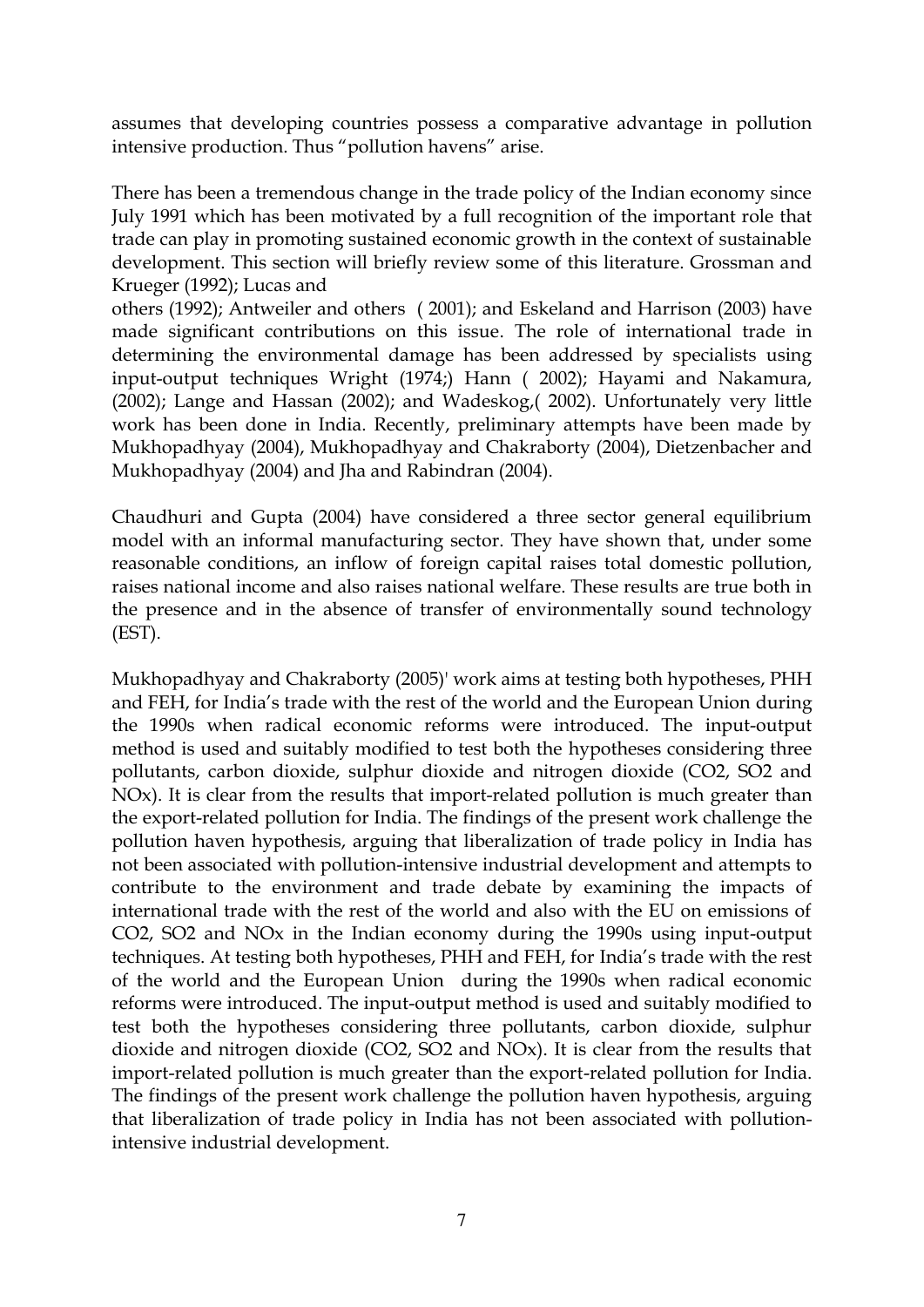assumes that developing countries possess a comparative advantage in pollution intensive production. Thus "pollution havens" arise.

There has been a tremendous change in the trade policy of the Indian economy since July 1991 which has been motivated by a full recognition of the important role that trade can play in promoting sustained economic growth in the context of sustainable development. This section will briefly review some of this literature. Grossman and Krueger (1992); Lucas and others (1992); Antweiler and others ( 2001); and Eskeland and Harrison (2003) have made significant contributions on this issue. The role of international trade in determining the environmental damage has been addressed by specialists using input-output techniques Wright (1974;) Hann ( 2002); Hayami and Nakamura, (2002); Lange and Hassan (2002); and Wadeskog,( 2002). Unfortunately very little work has been done in India. Recently, preliminary attempts have been made by Mukhopadhyay (2004), Mukhopadhyay and Chakraborty (2004), Dietzenbacher and Mukhopadhyay (2004) and Jha and Rabindran (2004).

Chaudhuri and Gupta (2004) have considered a three sector general equilibrium model with an informal manufacturing sector. They have shown that, under some reasonable conditions, an inflow of foreign capital raises total domestic pollution, raises national income and also raises national welfare. These results are true both in the presence and in the absence of transfer of environmentally sound technology (EST).

Mukhopadhyay and Chakraborty (2005)' work aims at testing both hypotheses, PHH and FEH, for India's trade with the rest of the world and the European Union during the 1990s when radical economic reforms were introduced. The input-output method is used and suitably modified to test both the hypotheses considering three pollutants, carbon dioxide, sulphur dioxide and nitrogen dioxide ($CO_2$, $SO_2$ and $NO_x$). It is clear from the results that import-related pollution is much greater than the export-related pollution for India. The findings of the present work challenge the pollution haven hypothesis, arguing that liberalization of trade policy in India has not been associated with pollution-intensive industrial development and attempts to contribute to the environment and trade debate by examining the impacts of international trade with the rest of the world and also with the EU on emissions of $CO_2$, $SO_2$ and $NO_x$ in the Indian economy during the 1990s using input-output techniques. At testing both hypotheses, PHH and FEH, for India's trade with the rest of the world and the European Union during the 1990s when radical economic reforms were introduced. The input-output method is used and suitably modified to test both the hypotheses considering three pollutants, carbon dioxide, sulphur dioxide and nitrogen dioxide ($CO_2$, $SO_2$ and $NO_x$). It is clear from the results that import-related pollution is much greater than the export-related pollution for India. The findings of the present work challenge the pollution haven hypothesis, arguing that liberalization of trade policy in India has not been associated with pollution-intensive industrial development.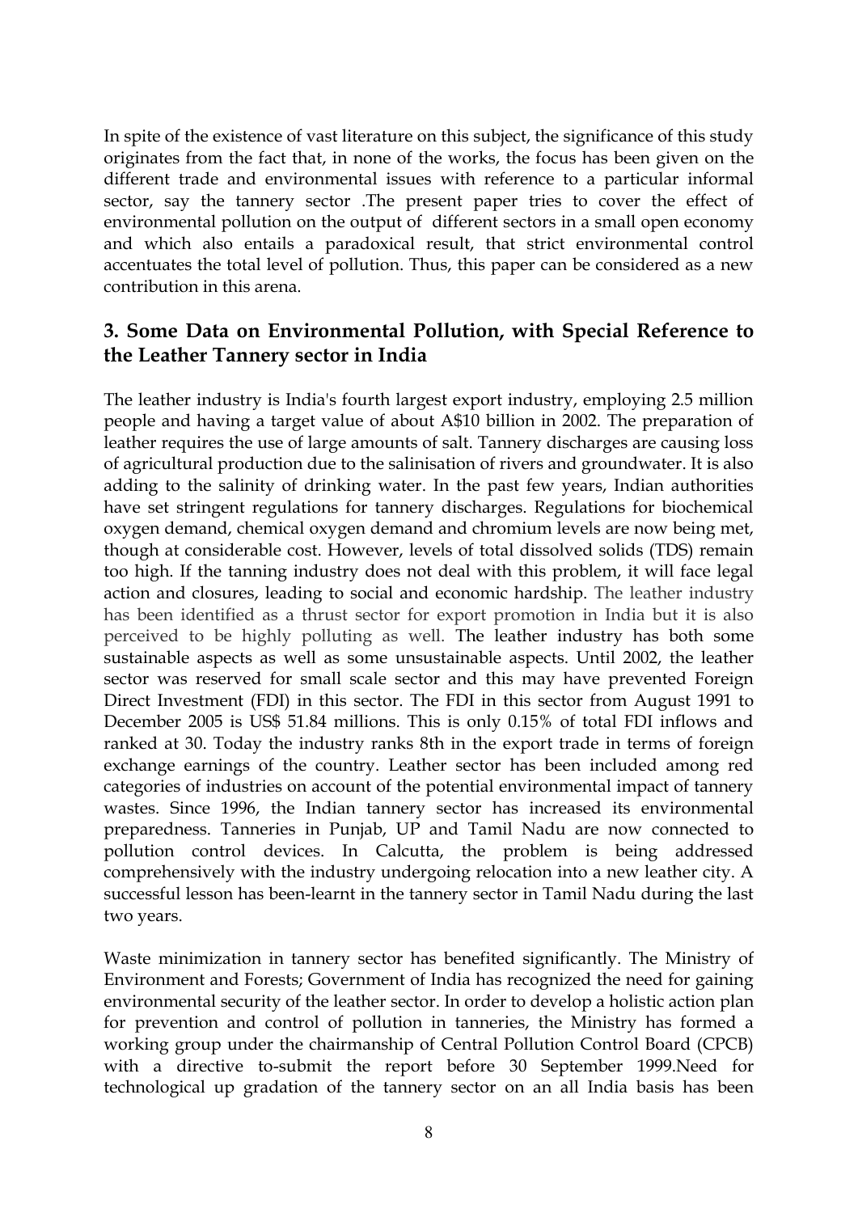In spite of the existence of vast literature on this subject, the significance of this study originates from the fact that, in none of the works, the focus has been given on the different trade and environmental issues with reference to a particular informal sector, say the tannery sector .The present paper tries to cover the effect of environmental pollution on the output of different sectors in a small open economy and which also entails a paradoxical result, that strict environmental control accentuates the total level of pollution. Thus, this paper can be considered as a new contribution in this arena.

## 3. Some Data on Environmental Pollution, with Special Reference to the Leather Tannery sector in India

The leather industry is India's fourth largest export industry, employing 2.5 million people and having a target value of about A$10 billion in 2002. The preparation of leather requires the use of large amounts of salt. Tannery discharges are causing loss of agricultural production due to the salinisation of rivers and groundwater. It is also adding to the salinity of drinking water. In the past few years, Indian authorities have set stringent regulations for tannery discharges. Regulations for biochemical oxygen demand, chemical oxygen demand and chromium levels are now being met, though at considerable cost. However, levels of total dissolved solids (TDS) remain too high. If the tanning industry does not deal with this problem, it will face legal action and closures, leading to social and economic hardship. The leather industry has been identified as a thrust sector for export promotion in India but it is also perceived to be highly polluting as well. The leather industry has both some sustainable aspects as well as some unsustainable aspects. Until 2002, the leather sector was reserved for small scale sector and this may have prevented Foreign Direct Investment (FDI) in this sector. The FDI in this sector from August 1991 to December 2005 is US$ 51.84 millions. This is only 0.15% of total FDI inflows and ranked at 30. Today the industry ranks 8th in the export trade in terms of foreign exchange earnings of the country. Leather sector has been included among red categories of industries on account of the potential environmental impact of tannery wastes. Since 1996, the Indian tannery sector has increased its environmental preparedness. Tanneries in Punjab, UP and Tamil Nadu are now connected to pollution control devices. In Calcutta, the problem is being addressed comprehensively with the industry undergoing relocation into a new leather city. A successful lesson has been-learnt in the tannery sector in Tamil Nadu during the last two years.

Waste minimization in tannery sector has benefited significantly. The Ministry of Environment and Forests; Government of India has recognized the need for gaining environmental security of the leather sector. In order to develop a holistic action plan for prevention and control of pollution in tanneries, the Ministry has formed a working group under the chairmanship of Central Pollution Control Board (CPCB) with a directive to-submit the report before 30 September 1999.Need for technological up gradation of the tannery sector on an all India basis has been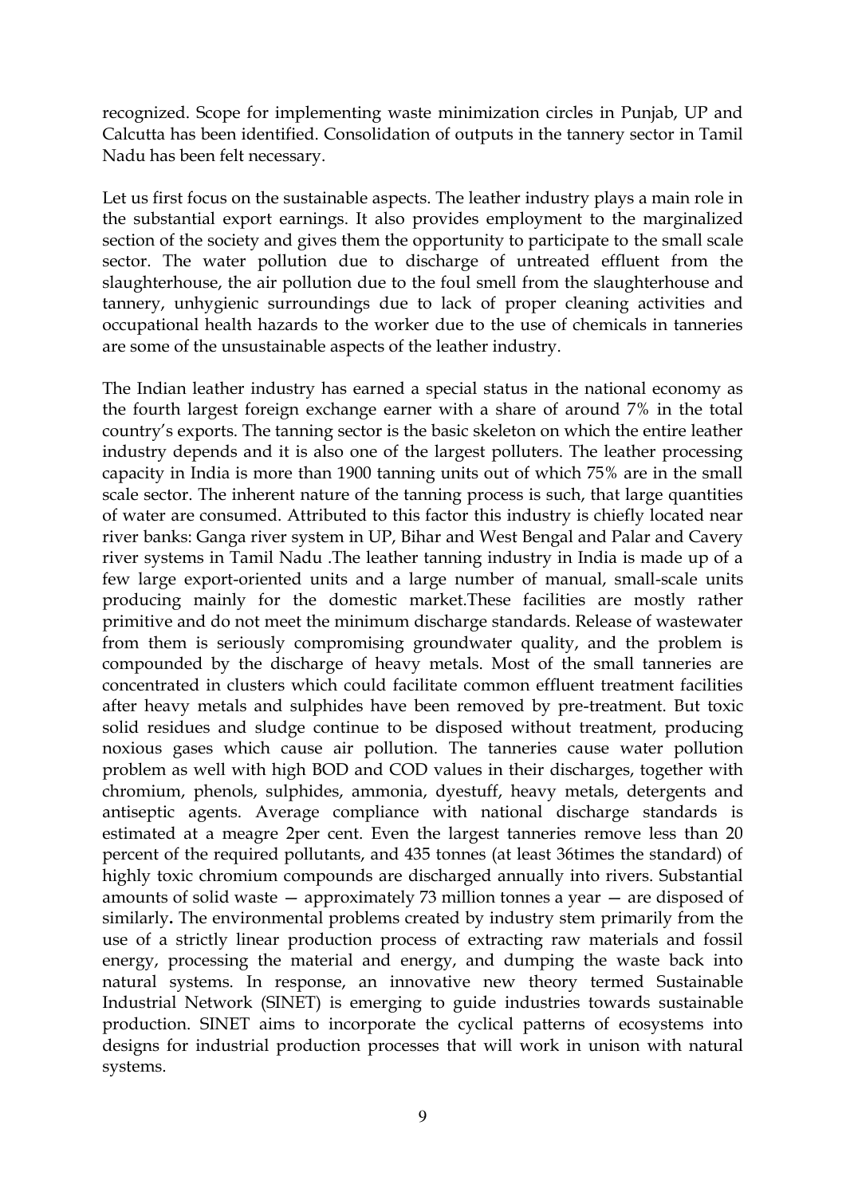recognized. Scope for implementing waste minimization circles in Punjab, UP and Calcutta has been identified. Consolidation of outputs in the tannery sector in Tamil Nadu has been felt necessary.

Let us first focus on the sustainable aspects. The leather industry plays a main role in the substantial export earnings. It also provides employment to the marginalized section of the society and gives them the opportunity to participate to the small scale sector. The water pollution due to discharge of untreated effluent from the slaughterhouse, the air pollution due to the foul smell from the slaughterhouse and tannery, unhygienic surroundings due to lack of proper cleaning activities and occupational health hazards to the worker due to the use of chemicals in tanneries are some of the unsustainable aspects of the leather industry.

The Indian leather industry has earned a special status in the national economy as the fourth largest foreign exchange earner with a share of around 7% in the total country's exports. The tanning sector is the basic skeleton on which the entire leather industry depends and it is also one of the largest polluters. The leather processing capacity in India is more than 1900 tanning units out of which 75% are in the small scale sector. The inherent nature of the tanning process is such, that large quantities of water are consumed. Attributed to this factor this industry is chiefly located near river banks: Ganga river system in UP, Bihar and West Bengal and Palar and Cavery river systems in Tamil Nadu .The leather tanning industry in India is made up of a few large export-oriented units and a large number of manual, small-scale units producing mainly for the domestic market.These facilities are mostly rather primitive and do not meet the minimum discharge standards. Release of wastewater from them is seriously compromising groundwater quality, and the problem is compounded by the discharge of heavy metals. Most of the small tanneries are concentrated in clusters which could facilitate common effluent treatment facilities after heavy metals and sulphides have been removed by pre-treatment. But toxic solid residues and sludge continue to be disposed without treatment, producing noxious gases which cause air pollution. The tanneries cause water pollution problem as well with high BOD and COD values in their discharges, together with chromium, phenols, sulphides, ammonia, dyestuff, heavy metals, detergents and antiseptic agents. Average compliance with national discharge standards is estimated at a meagre 2per cent. Even the largest tanneries remove less than 20 percent of the required pollutants, and 435 tonnes (at least 36times the standard) of highly toxic chromium compounds are discharged annually into rivers. Substantial amounts of solid waste — approximately 73 million tonnes a year — are disposed of similarly**.** The environmental problems created by industry stem primarily from the use of a strictly linear production process of extracting raw materials and fossil energy, processing the material and energy, and dumping the waste back into natural systems. In response, an innovative new theory termed Sustainable Industrial Network (SINET) is emerging to guide industries towards sustainable production. SINET aims to incorporate the cyclical patterns of ecosystems into designs for industrial production processes that will work in unison with natural systems.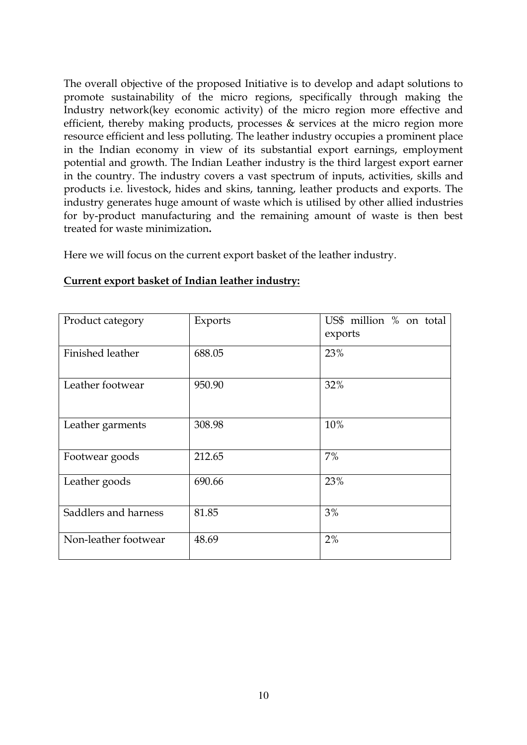The overall objective of the proposed Initiative is to develop and adapt solutions to promote sustainability of the micro regions, specifically through making the Industry network(key economic activity) of the micro region more effective and efficient, thereby making products, processes & services at the micro region more resource efficient and less polluting. The leather industry occupies a prominent place in the Indian economy in view of its substantial export earnings, employment potential and growth. The Indian Leather industry is the third largest export earner in the country. The industry covers a vast spectrum of inputs, activities, skills and products i.e. livestock, hides and skins, tanning, leather products and exports. The industry generates huge amount of waste which is utilised by other allied industries for by-product manufacturing and the remaining amount of waste is then best treated for waste minimization**.**

Here we will focus on the current export basket of the leather industry.

**<u>Current export basket of Indian leather industry:</u>**

| Product category | Exports | US$ million % on total exports |
|---|---|---|
| Finished leather | 688.05 | 23% |
| Leather footwear | 950.90 | 32% |
| Leather garments | 308.98 | 10% |
| Footwear goods | 212.65 | 7% |
| Leather goods | 690.66 | 23% |
| Saddlers and harness | 81.85 | 3% |
| Non-leather footwear | 48.69 | 2% |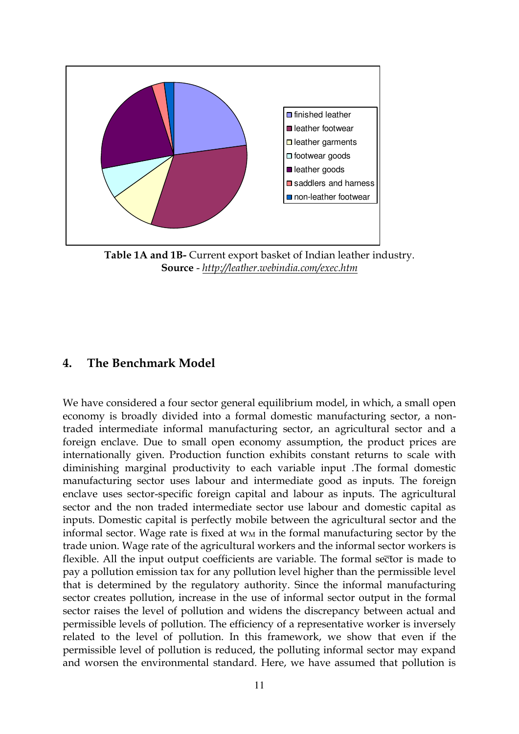Table 1A and 1B- Current export basket of Indian leather industry.
**Source** - *http://leather.webindia.com/exec.htm*

## 4. The Benchmark Model

We have considered a four sector general equilibrium model, in which, a small open economy is broadly divided into a formal domestic manufacturing sector, a non-traded intermediate informal manufacturing sector, an agricultural sector and a foreign enclave. Due to small open economy assumption, the product prices are internationally given. Production function exhibits constant returns to scale with diminishing marginal productivity to each variable input .The formal domestic manufacturing sector uses labour and intermediate good as inputs. The foreign enclave uses sector-specific foreign capital and labour as inputs. The agricultural sector and the non traded intermediate sector use labour and domestic capital as inputs. Domestic capital is perfectly mobile between the agricultural sector and the informal sector. Wage rate is fixed at $w_M$ in the formal manufacturing sector by the trade union. Wage rate of the agricultural workers and the informal sector workers is flexible. All the input output coefficients are variable. The formal sector is made to pay a pollution emission tax for any pollution level higher than the permissible level that is determined by the regulatory authority. Since the informal manufacturing sector creates pollution, increase in the use of informal sector output in the formal sector raises the level of pollution and widens the discrepancy between actual and permissible levels of pollution. The efficiency of a representative worker is inversely related to the level of pollution. In this framework, we show that even if the permissible level of pollution is reduced, the polluting informal sector may expand and worsen the environmental standard. Here, we have assumed that pollution is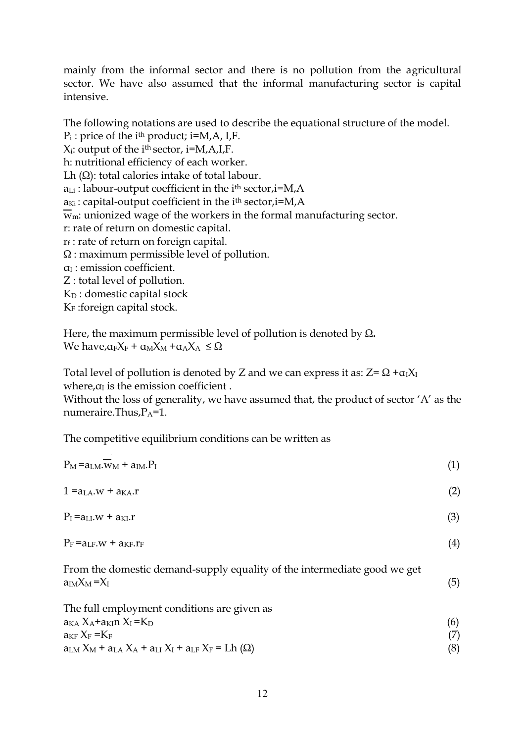mainly from the informal sector and there is no pollution from the agricultural sector. We have also assumed that the informal manufacturing sector is capital intensive.

The following notations are used to describe the equational structure of the model.

$P_i$ : price of the $i^{th}$ product; i=M,A, I,F.

$X_i$: output of the $i^{th}$ sector, i=M,A,I,F.

h: nutritional efficiency of each worker.

Lh (Ω): total calories intake of total labour.

$a_{Li}$ : labour-output coefficient in the $i^{th}$ sector,i=M,A

$a_{Ki}$ : capital-output coefficient in the $i^{th}$ sector,i=M,A

$\overline{w}_m$: unionized wage of the workers in the formal manufacturing sector.

r: rate of return on domestic capital.

$r_f$ : rate of return on foreign capital.

Ω : maximum permissible level of pollution.

$\alpha_I$ : emission coefficient.

Z : total level of pollution.

$K_D$ : domestic capital stock

$K_F$ :foreign capital stock.

Here, the maximum permissible level of pollution is denoted by Ω.
We have, $\alpha_F X_F + \alpha_M X_M + \alpha_A X_A \leq \Omega$

Total level of pollution is denoted by Z and we can express it as: $Z = \Omega + \alpha_I X_I$
where, $\alpha_I$ is the emission coefficient .
Without the loss of generality, we have assumed that, the product of sector 'A' as the numeraire.Thus, $P_A=1$.

The competitive equilibrium conditions can be written as

$$P_M = a_{LM}.\overline{w}_M + a_{IM}.P_I \tag{1}$$

$$1 = a_{LA}.w + a_{KA}.r \tag{2}$$

$$P_I = a_{LI}.w + a_{KI}.r \tag{3}$$

$$P_F = a_{LF}.w + a_{KF}.r_F \tag{4}$$

From the domestic demand-supply equality of the intermediate good we get

$$a_{IM}X_M = X_I \tag{5}$$

The full employment conditions are given as

$$a_{KA} X_A + a_{KI}n X_I = K_D \tag{6}$$

$$a_{KF} X_F = K_F \tag{7}$$

$$a_{LM} X_M + a_{LA} X_A + a_{LI} X_I + a_{LF} X_F = Lh(\Omega) \tag{8}$$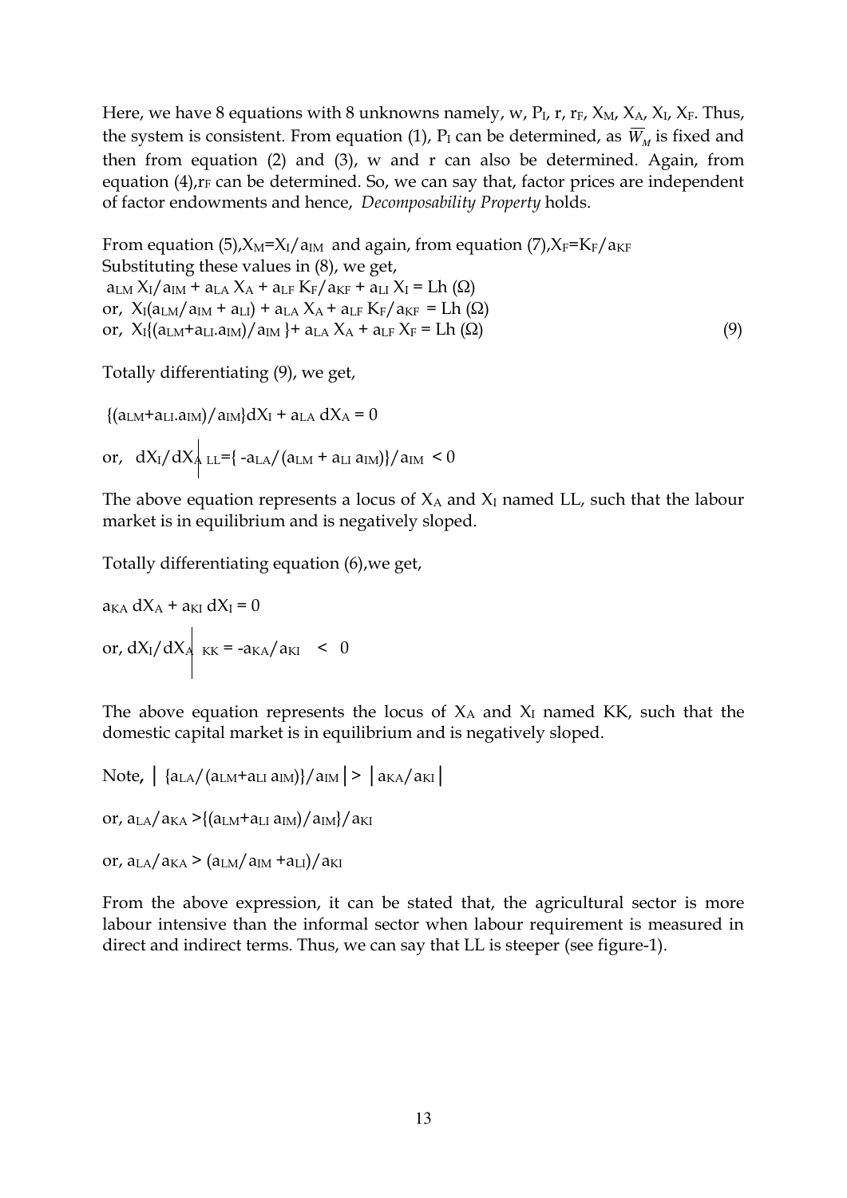Here, we have 8 equations with 8 unknowns namely, $w$, $P_I$, $r$, $r_F$, $X_M$, $X_A$, $X_I$, $X_F$. Thus, the system is consistent. From equation (1), $P_I$ can be determined, as $\overline{W}_M$ is fixed and then from equation (2) and (3), $w$ and $r$ can also be determined. Again, from equation (4), $r_F$ can be determined. So, we can say that, factor prices are independent of factor endowments and hence, *Decomposability Property* holds.

From equation (5), $X_M = X_I/a_{IM}$ and again, from equation (7), $X_F = K_F/a_{KF}$

Substituting these values in (8), we get,

$a_{LM} X_I/a_{IM} + a_{LA} X_A + a_{LF} K_F/a_{KF} + a_{LI} X_I = Lh(\Omega)$

or, $X_I(a_{LM}/a_{IM} + a_{LI}) + a_{LA} X_A + a_{LF} K_F/a_{KF} = Lh(\Omega)$

or, $X_I\{(a_{LM}+a_{LI}.a_{IM})/a_{IM}\} + a_{LA} X_A + a_{LF} X_F = Lh(\Omega)$ (9)

Totally differentiating (9), we get,

$\{(a_{LM}+a_{LI}.a_{IM})/a_{IM}\}dX_I + a_{LA}\, dX_A = 0$

or, $dX_I/dX_A\Big|_{LL} = \{-a_{LA}/(a_{LM} + a_{LI}\, a_{IM})\}/a_{IM} < 0$

The above equation represents a locus of $X_A$ and $X_I$ named LL, such that the labour market is in equilibrium and is negatively sloped.

Totally differentiating equation (6), we get,

$a_{KA}\, dX_A + a_{KI}\, dX_I = 0$

or, $dX_I/dX_A\Big|_{KK} = -a_{KA}/a_{KI} < 0$

The above equation represents the locus of $X_A$ and $X_I$ named KK, such that the domestic capital market is in equilibrium and is negatively sloped.

Note, $\left|\{a_{LA}/(a_{LM}+a_{LI}\, a_{IM})\}/a_{IM}\right| > \left|a_{KA}/a_{KI}\right|$

or, $a_{LA}/a_{KA} > \{(a_{LM}+a_{LI}\, a_{IM})/a_{IM}\}/a_{KI}$

or, $a_{LA}/a_{KA} > (a_{LM}/a_{IM} + a_{LI})/a_{KI}$

From the above expression, it can be stated that, the agricultural sector is more labour intensive than the informal sector when labour requirement is measured in direct and indirect terms. Thus, we can say that LL is steeper (see figure-1).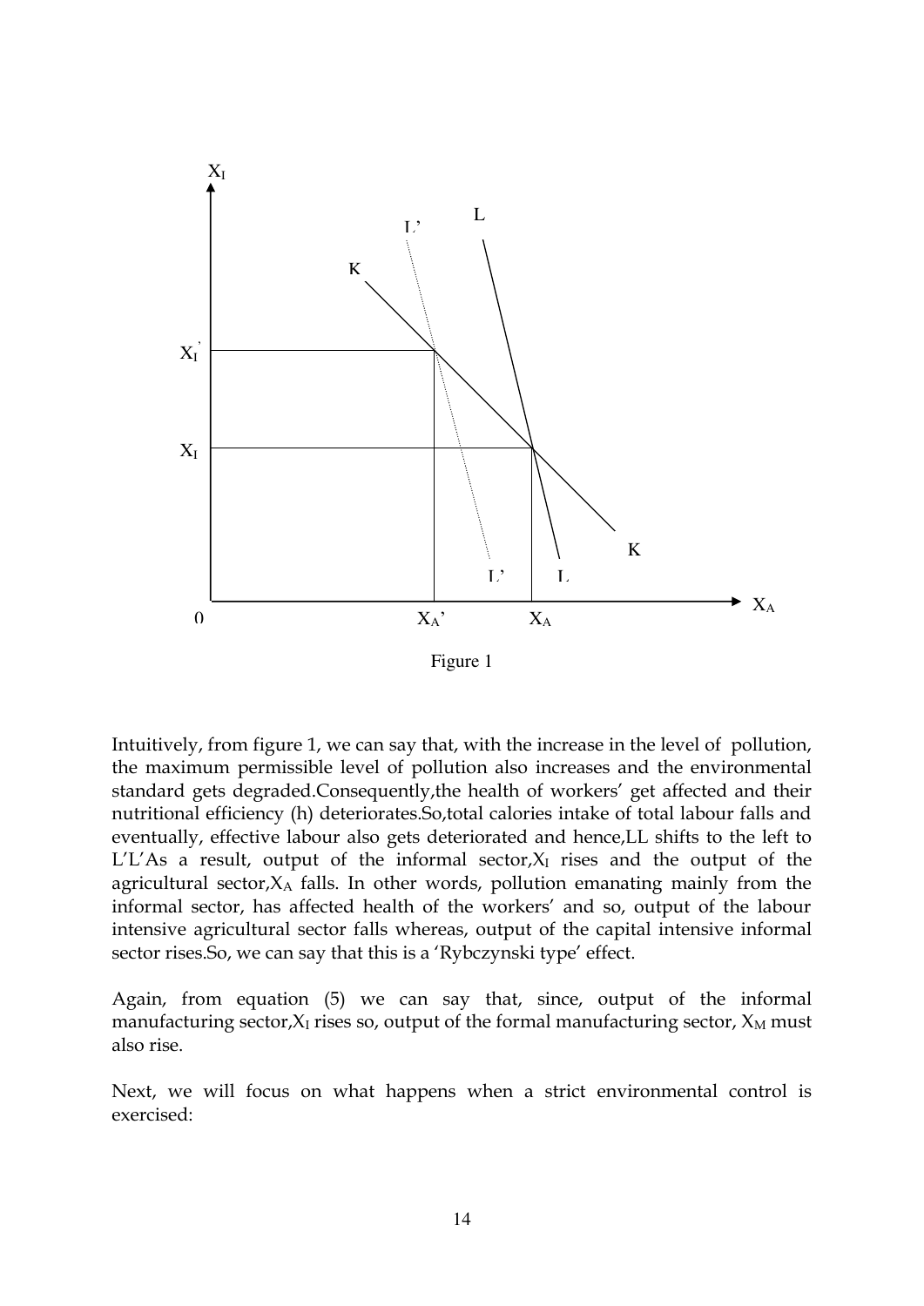Figure 1

Intuitively, from figure 1, we can say that, with the increase in the level of pollution, the maximum permissible level of pollution also increases and the environmental standard gets degraded.Consequently,the health of workers' get affected and their nutritional efficiency (h) deteriorates.So,total calories intake of total labour falls and eventually, effective labour also gets deteriorated and hence,LL shifts to the left to L'L'As a result, output of the informal sector,$X_I$ rises and the output of the agricultural sector,$X_A$ falls. In other words, pollution emanating mainly from the informal sector, has affected health of the workers' and so, output of the labour intensive agricultural sector falls whereas, output of the capital intensive informal sector rises.So, we can say that this is a 'Rybczynski type' effect.

Again, from equation (5) we can say that, since, output of the informal manufacturing sector,$X_I$ rises so, output of the formal manufacturing sector, $X_M$ must also rise.

Next, we will focus on what happens when a strict environmental control is exercised: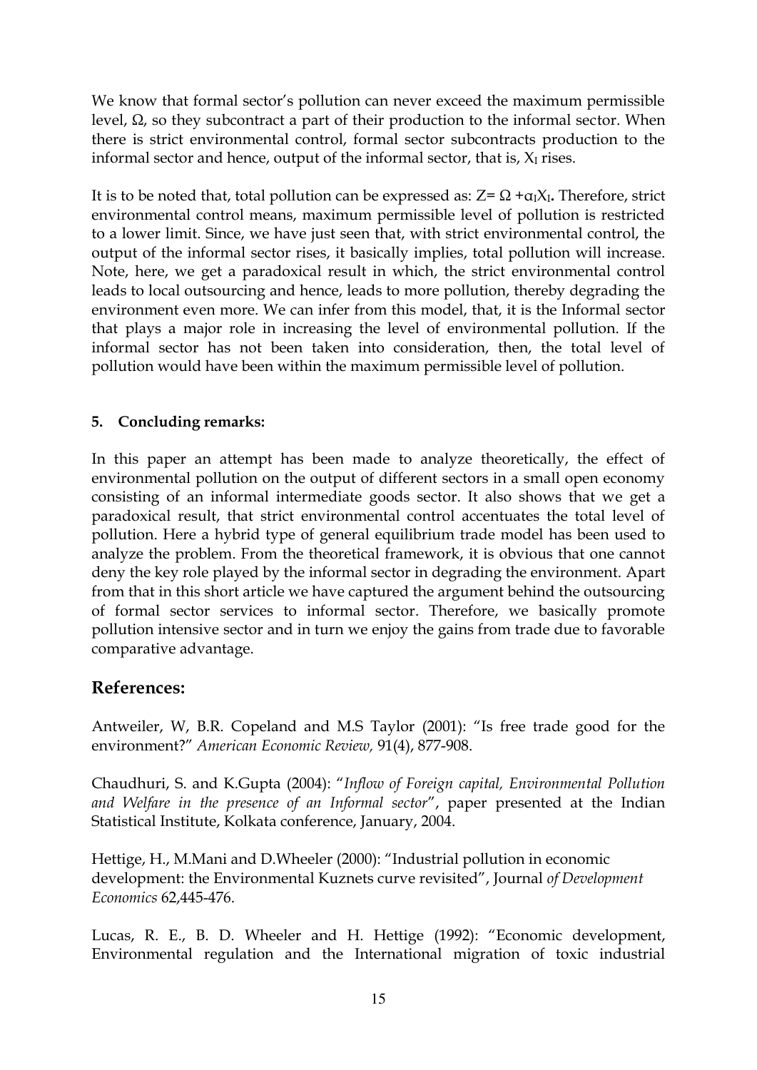We know that formal sector's pollution can never exceed the maximum permissible level, $\Omega$, so they subcontract a part of their production to the informal sector. When there is strict environmental control, formal sector subcontracts production to the informal sector and hence, output of the informal sector, that is, $X_I$ rises.

It is to be noted that, total pollution can be expressed as: $Z = \Omega + \alpha_I X_I$**.** Therefore, strict environmental control means, maximum permissible level of pollution is restricted to a lower limit. Since, we have just seen that, with strict environmental control, the output of the informal sector rises, it basically implies, total pollution will increase. Note, here, we get a paradoxical result in which, the strict environmental control leads to local outsourcing and hence, leads to more pollution, thereby degrading the environment even more. We can infer from this model, that, it is the Informal sector that plays a major role in increasing the level of environmental pollution. If the informal sector has not been taken into consideration, then, the total level of pollution would have been within the maximum permissible level of pollution.

**5. Concluding remarks:**

In this paper an attempt has been made to analyze theoretically, the effect of environmental pollution on the output of different sectors in a small open economy consisting of an informal intermediate goods sector. It also shows that we get a paradoxical result, that strict environmental control accentuates the total level of pollution. Here a hybrid type of general equilibrium trade model has been used to analyze the problem. From the theoretical framework, it is obvious that one cannot deny the key role played by the informal sector in degrading the environment. Apart from that in this short article we have captured the argument behind the outsourcing of formal sector services to informal sector. Therefore, we basically promote pollution intensive sector and in turn we enjoy the gains from trade due to favorable comparative advantage.

## References:

Antweiler, W, B.R. Copeland and M.S Taylor (2001): "Is free trade good for the environment?" *American Economic Review,* 91(4), 877-908.

Chaudhuri, S. and K.Gupta (2004): "*Inflow of Foreign capital, Environmental Pollution and Welfare in the presence of an Informal sector*", paper presented at the Indian Statistical Institute, Kolkata conference, January, 2004.

Hettige, H., M.Mani and D.Wheeler (2000): "Industrial pollution in economic development: the Environmental Kuznets curve revisited", Journal *of Development Economics* 62,445-476.

Lucas, R. E., B. D. Wheeler and H. Hettige (1992): "Economic development, Environmental regulation and the International migration of toxic industrial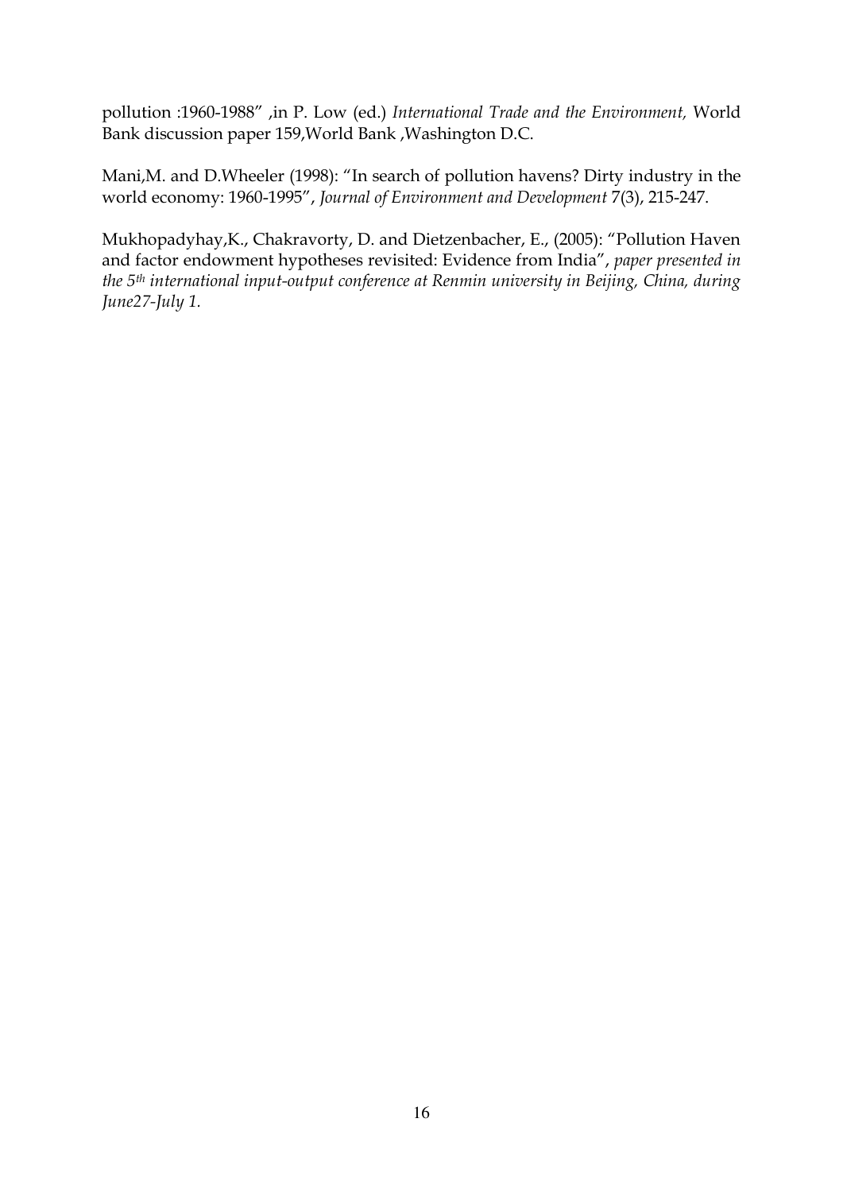pollution :1960-1988" ,in P. Low (ed.) *International Trade and the Environment,* World Bank discussion paper 159,World Bank ,Washington D.C.

Mani,M. and D.Wheeler (1998): "In search of pollution havens? Dirty industry in the world economy: 1960-1995", *Journal of Environment and Development* 7(3), 215-247.

Mukhopadyhay,K., Chakravorty, D. and Dietzenbacher, E., (2005): "Pollution Haven and factor endowment hypotheses revisited: Evidence from India", *paper presented in the 5th international input-output conference at Renmin university in Beijing, China, during June27-July 1.*